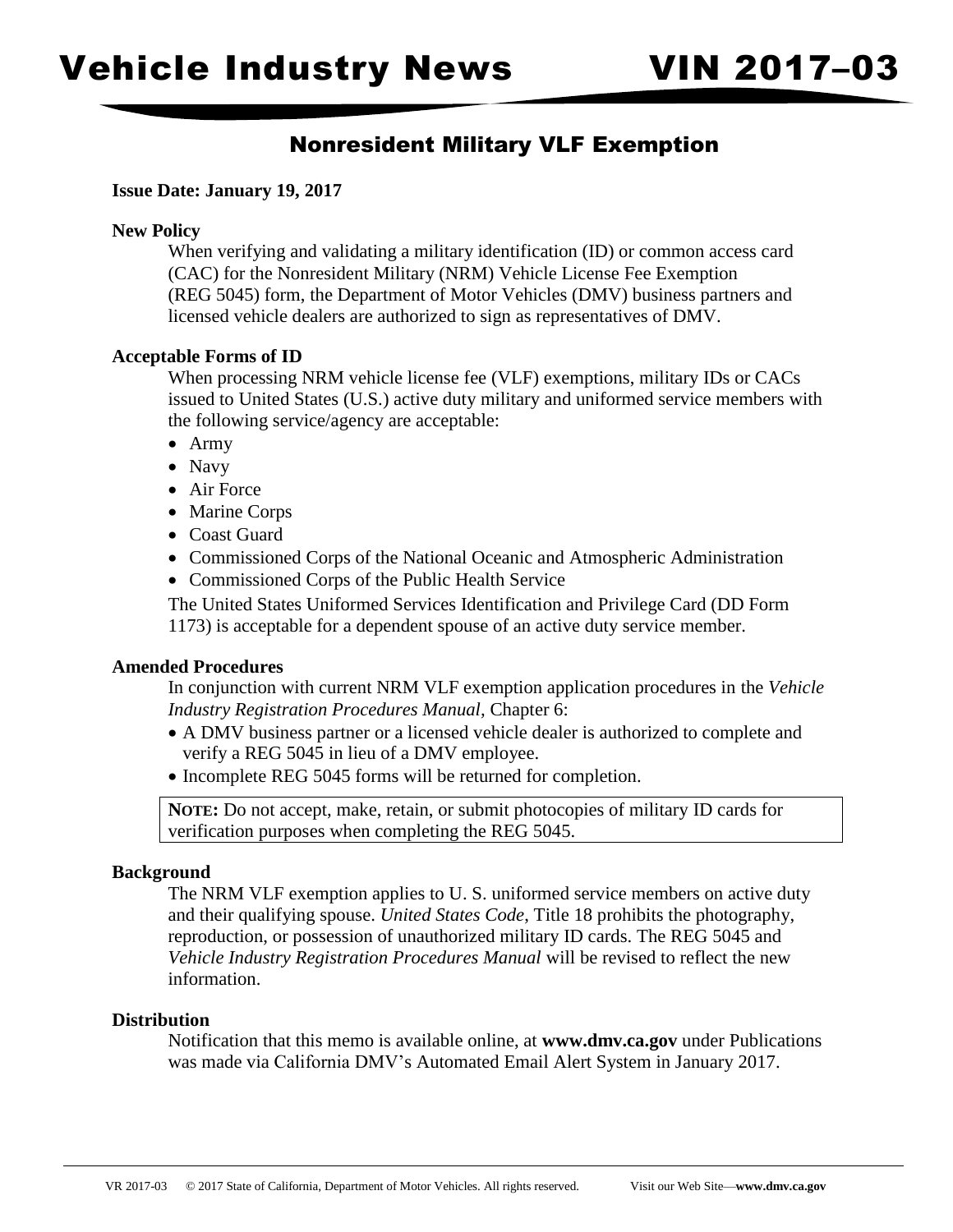# Vehicle Industry News VIN 2017–03

## Nonresident Military VLF Exemption

**Issue Date: January 19, 2017**

**New Policy**

When verifying and validating a military identification (ID) or common access card (CAC) for the Nonresident Military (NRM) Vehicle License Fee Exemption (REG 5045) form, the Department of Motor Vehicles (DMV) business partners and licensed vehicle dealers are authorized to sign as representatives of DMV.

**Acceptable Forms of ID**

When processing NRM vehicle license fee (VLF) exemptions, military IDs or CACs issued to United States (U.S.) active duty military and uniformed service members with the following service/agency are acceptable:

- Army
- Navy
- Air Force
- Marine Corps
- Coast Guard
- Commissioned Corps of the National Oceanic and Atmospheric Administration
- Commissioned Corps of the Public Health Service

The United States Uniformed Services Identification and Privilege Card (DD Form 1173) is acceptable for a dependent spouse of an active duty service member.

**Amended Procedures**

In conjunction with current NRM VLF exemption application procedures in the *Vehicle Industry Registration Procedures Manual*, Chapter 6:

- A DMV business partner or a licensed vehicle dealer is authorized to complete and verify a REG 5045 in lieu of a DMV employee.
- Incomplete REG 5045 forms will be returned for completion.

**NOTE:** Do not accept, make, retain, or submit photocopies of military ID cards for verification purposes when completing the REG 5045.

**Background**

The NRM VLF exemption applies to U. S. uniformed service members on active duty and their qualifying spouse. *United States Code*, Title 18 prohibits the photography, reproduction, or possession of unauthorized military ID cards. The REG 5045 and *Vehicle Industry Registration Procedures Manual* will be revised to reflect the new information.

**Distribution**

Notification that this memo is available online, at **www.dmv.ca.gov** under Publications was made via California DMV's Automated Email Alert System in January 2017.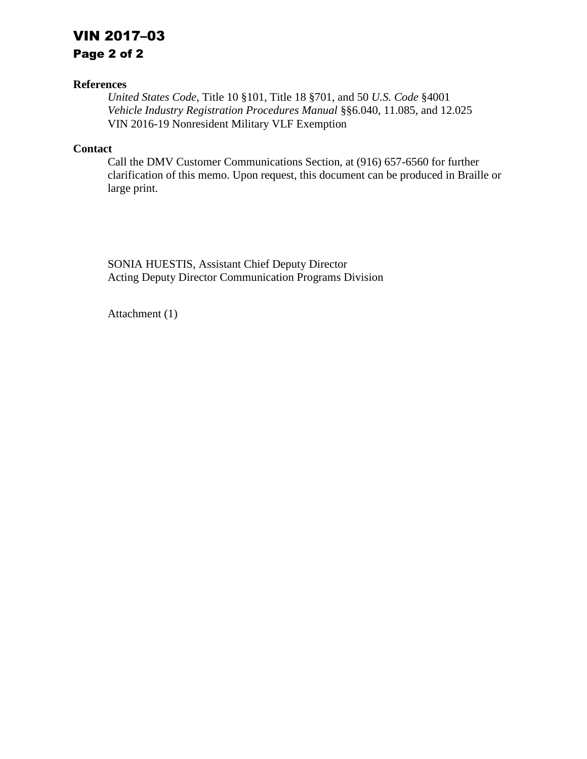**References**

*United States Code*, Title 10 §101, Title 18 §701, and 50 *U.S. Code* §4001
*Vehicle Industry Registration Procedures Manual* §§6.040, 11.085, and 12.025
VIN 2016-19 Nonresident Military VLF Exemption

**Contact**

Call the DMV Customer Communications Section, at (916) 657-6560 for further clarification of this memo. Upon request, this document can be produced in Braille or large print.

SONIA HUESTIS, Assistant Chief Deputy Director
Acting Deputy Director Communication Programs Division

Attachment (1)